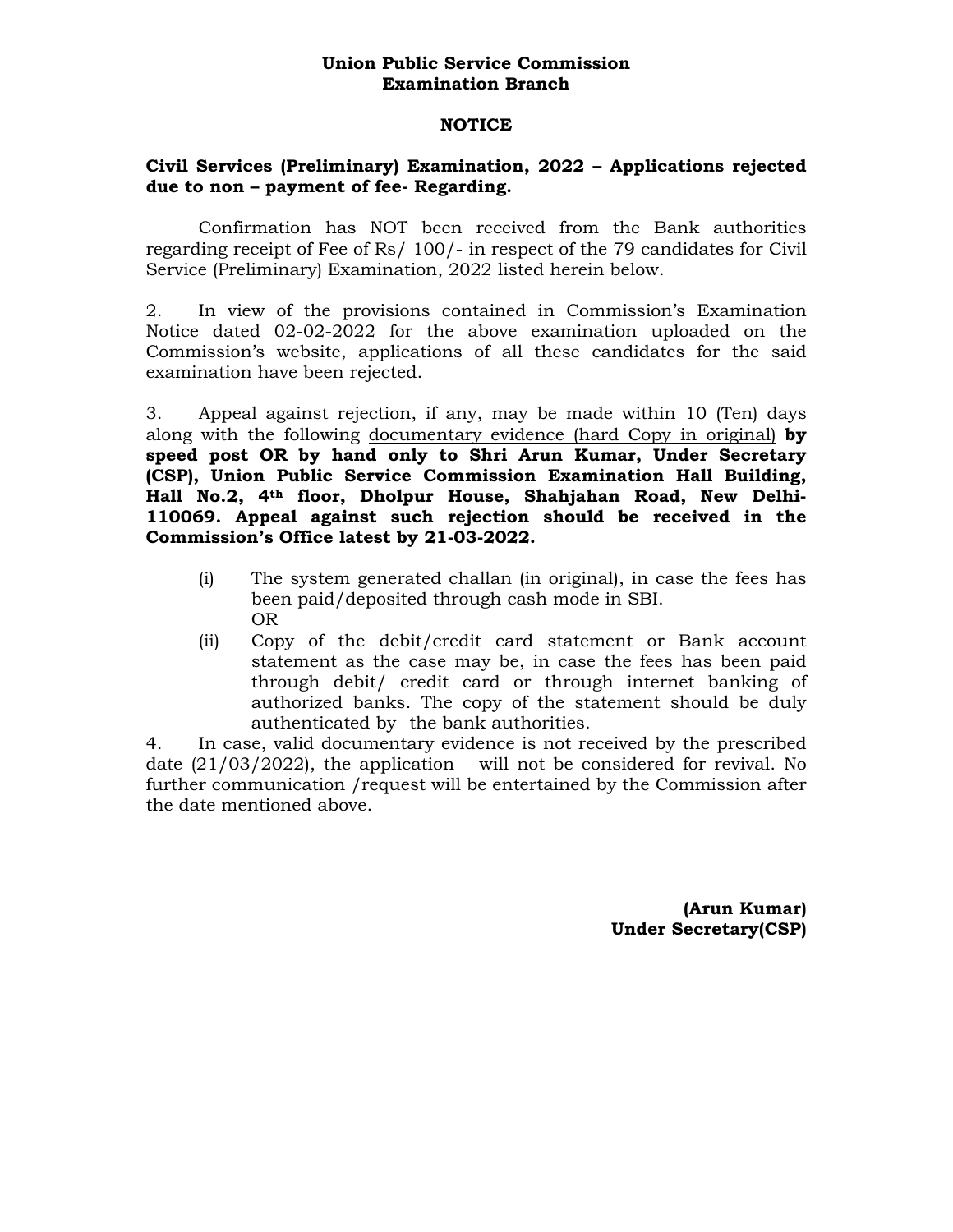**Union Public Service Commission**
**Examination Branch**

**NOTICE**

**Civil Services (Preliminary) Examination, 2022 – Applications rejected due to non – payment of fee- Regarding.**

Confirmation has NOT been received from the Bank authorities regarding receipt of Fee of Rs/ 100/- in respect of the 79 candidates for Civil Service (Preliminary) Examination, 2022 listed herein below.

2. In view of the provisions contained in Commission's Examination Notice dated 02-02-2022 for the above examination uploaded on the Commission's website, applications of all these candidates for the said examination have been rejected.

3. Appeal against rejection, if any, may be made within 10 (Ten) days along with the following <u>documentary evidence (hard Copy in original)</u> **by speed post OR by hand only to Shri Arun Kumar, Under Secretary (CSP), Union Public Service Commission Examination Hall Building, Hall No.2, 4th floor, Dholpur House, Shahjahan Road, New Delhi-110069. Appeal against such rejection should be received in the Commission's Office latest by 21-03-2022.**

(i) The system generated challan (in original), in case the fees has been paid/deposited through cash mode in SBI.
OR
(ii) Copy of the debit/credit card statement or Bank account statement as the case may be, in case the fees has been paid through debit/ credit card or through internet banking of authorized banks. The copy of the statement should be duly authenticated by the bank authorities.

4. In case, valid documentary evidence is not received by the prescribed date (21/03/2022), the application will not be considered for revival. No further communication /request will be entertained by the Commission after the date mentioned above.

**(Arun Kumar)**
**Under Secretary(CSP)**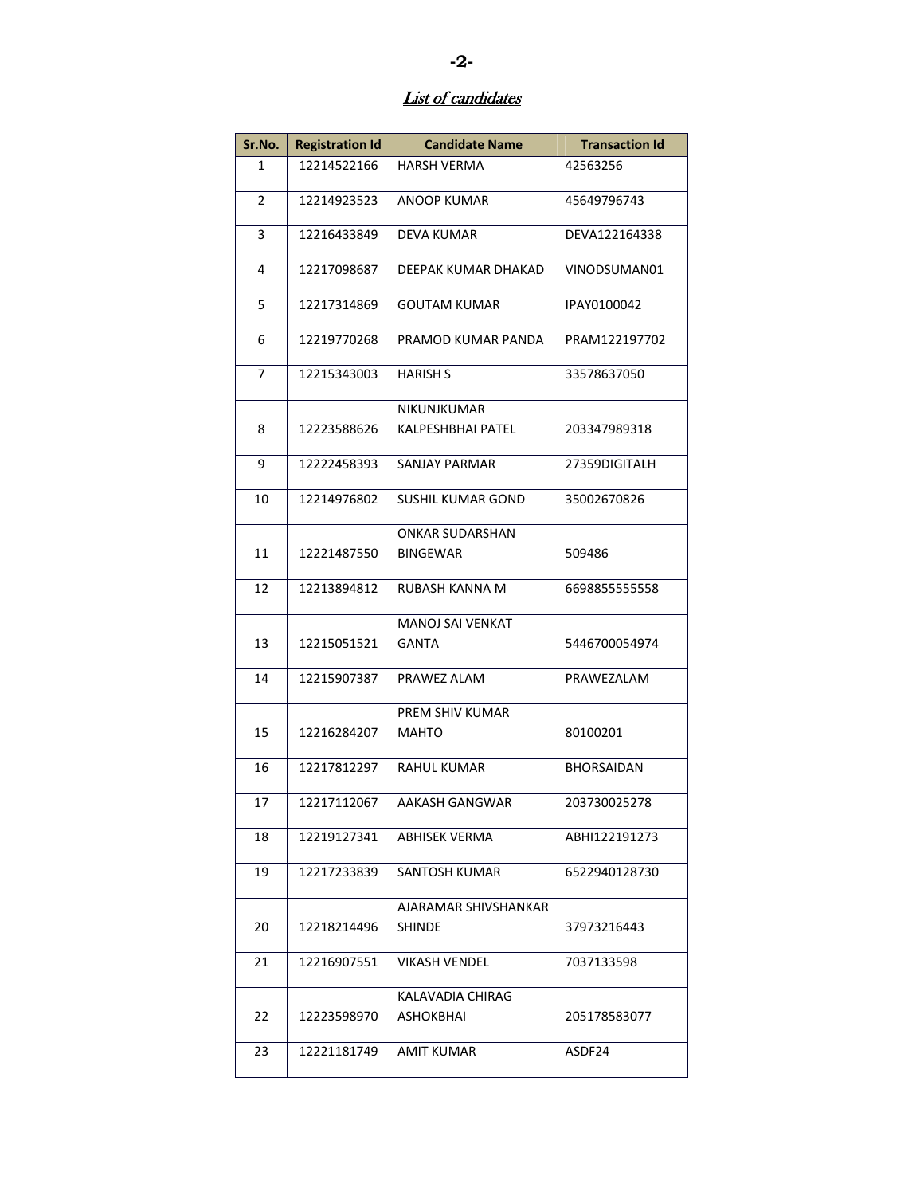## *List of candidates*

| Sr.No. | Registration Id | Candidate Name | Transaction Id |
|---|---|---|---|
| 1 | 12214522166 | HARSH VERMA | 42563256 |
| 2 | 12214923523 | ANOOP KUMAR | 45649796743 |
| 3 | 12216433849 | DEVA KUMAR | DEVA122164338 |
| 4 | 12217098687 | DEEPAK KUMAR DHAKAD | VINODSUMAN01 |
| 5 | 12217314869 | GOUTAM KUMAR | IPAY0100042 |
| 6 | 12219770268 | PRAMOD KUMAR PANDA | PRAM122197702 |
| 7 | 12215343003 | HARISH S | 33578637050 |
| 8 | 12223588626 | NIKUNJKUMAR KALPESHBHAI PATEL | 203347989318 |
| 9 | 12222458393 | SANJAY PARMAR | 27359DIGITALH |
| 10 | 12214976802 | SUSHIL KUMAR GOND | 35002670826 |
| 11 | 12221487550 | ONKAR SUDARSHAN BINGEWAR | 509486 |
| 12 | 12213894812 | RUBASH KANNA M | 6698855555558 |
| 13 | 12215051521 | MANOJ SAI VENKAT GANTA | 5446700054974 |
| 14 | 12215907387 | PRAWEZ ALAM | PRAWEZALAM |
| 15 | 12216284207 | PREM SHIV KUMAR MAHTO | 80100201 |
| 16 | 12217812297 | RAHUL KUMAR | BHORSAIDAN |
| 17 | 12217112067 | AAKASH GANGWAR | 203730025278 |
| 18 | 12219127341 | ABHISEK VERMA | ABHI122191273 |
| 19 | 12217233839 | SANTOSH KUMAR | 6522940128730 |
| 20 | 12218214496 | AJARAMAR SHIVSHANKAR SHINDE | 37973216443 |
| 21 | 12216907551 | VIKASH VENDEL | 7037133598 |
| 22 | 12223598970 | KALAVADIA CHIRAG ASHOKBHAI | 205178583077 |
| 23 | 12221181749 | AMIT KUMAR | ASDF24 |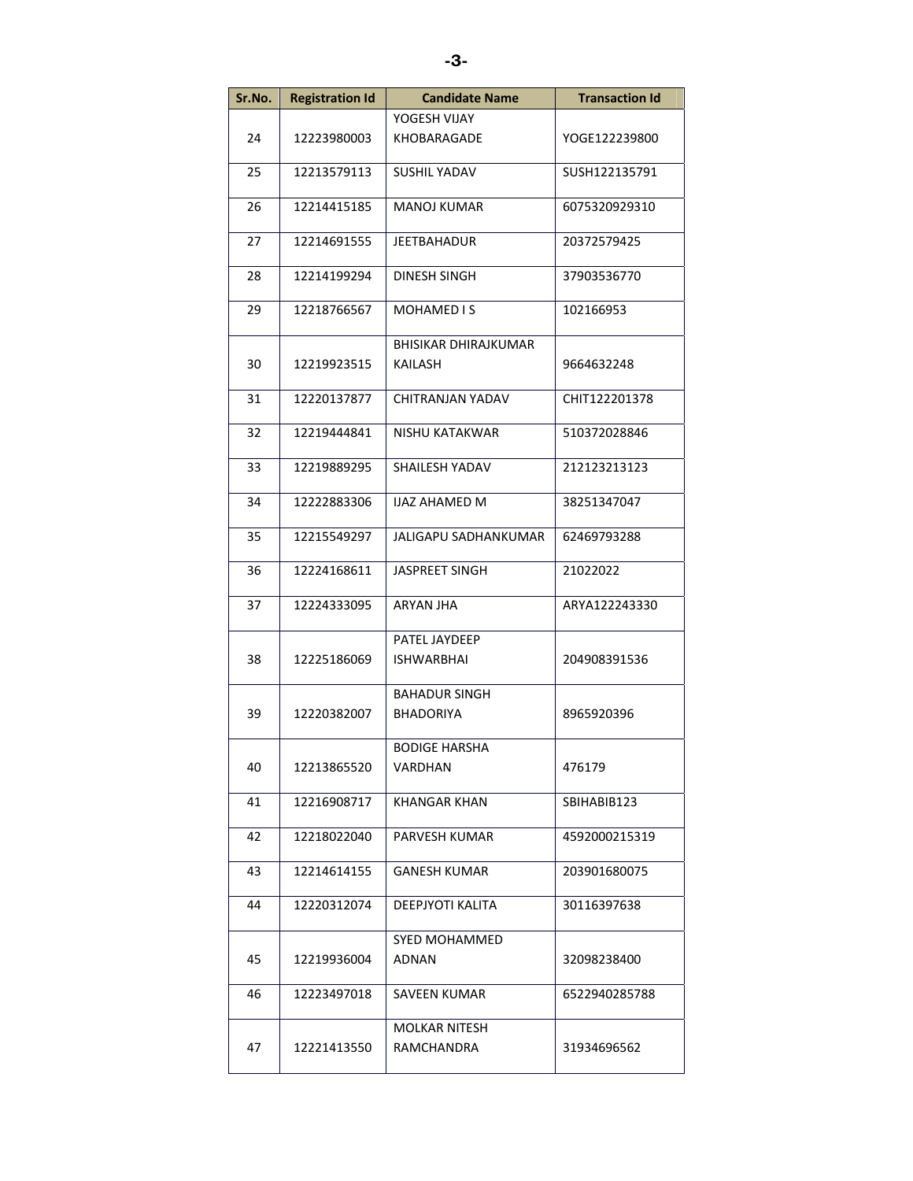| Sr.No. | Registration Id | Candidate Name | Transaction Id |
|---|---|---|---|
| 24 | 12223980003 | YOGESH VIJAY KHOBARAGADE | YOGE122239800 |
| 25 | 12213579113 | SUSHIL YADAV | SUSH122135791 |
| 26 | 12214415185 | MANOJ KUMAR | 6075320929310 |
| 27 | 12214691555 | JEETBAHADUR | 20372579425 |
| 28 | 12214199294 | DINESH SINGH | 37903536770 |
| 29 | 12218766567 | MOHAMED I S | 102166953 |
| 30 | 12219923515 | BHISIKAR DHIRAJKUMAR KAILASH | 9664632248 |
| 31 | 12220137877 | CHITRANJAN YADAV | CHIT122201378 |
| 32 | 12219444841 | NISHU KATAKWAR | 510372028846 |
| 33 | 12219889295 | SHAILESH YADAV | 212123213123 |
| 34 | 12222883306 | IJAZ AHAMED M | 38251347047 |
| 35 | 12215549297 | JALIGAPU SADHANKUMAR | 62469793288 |
| 36 | 12224168611 | JASPREET SINGH | 21022022 |
| 37 | 12224333095 | ARYAN JHA | ARYA122243330 |
| 38 | 12225186069 | PATEL JAYDEEP ISHWARBHAI | 204908391536 |
| 39 | 12220382007 | BAHADUR SINGH BHADORIYA | 8965920396 |
| 40 | 12213865520 | BODIGE HARSHA VARDHAN | 476179 |
| 41 | 12216908717 | KHANGAR KHAN | SBIHABIB123 |
| 42 | 12218022040 | PARVESH KUMAR | 4592000215319 |
| 43 | 12214614155 | GANESH KUMAR | 203901680075 |
| 44 | 12220312074 | DEEPJYOTI KALITA | 30116397638 |
| 45 | 12219936004 | SYED MOHAMMED ADNAN | 32098238400 |
| 46 | 12223497018 | SAVEEN KUMAR | 6522940285788 |
| 47 | 12221413550 | MOLKAR NITESH RAMCHANDRA | 31934696562 |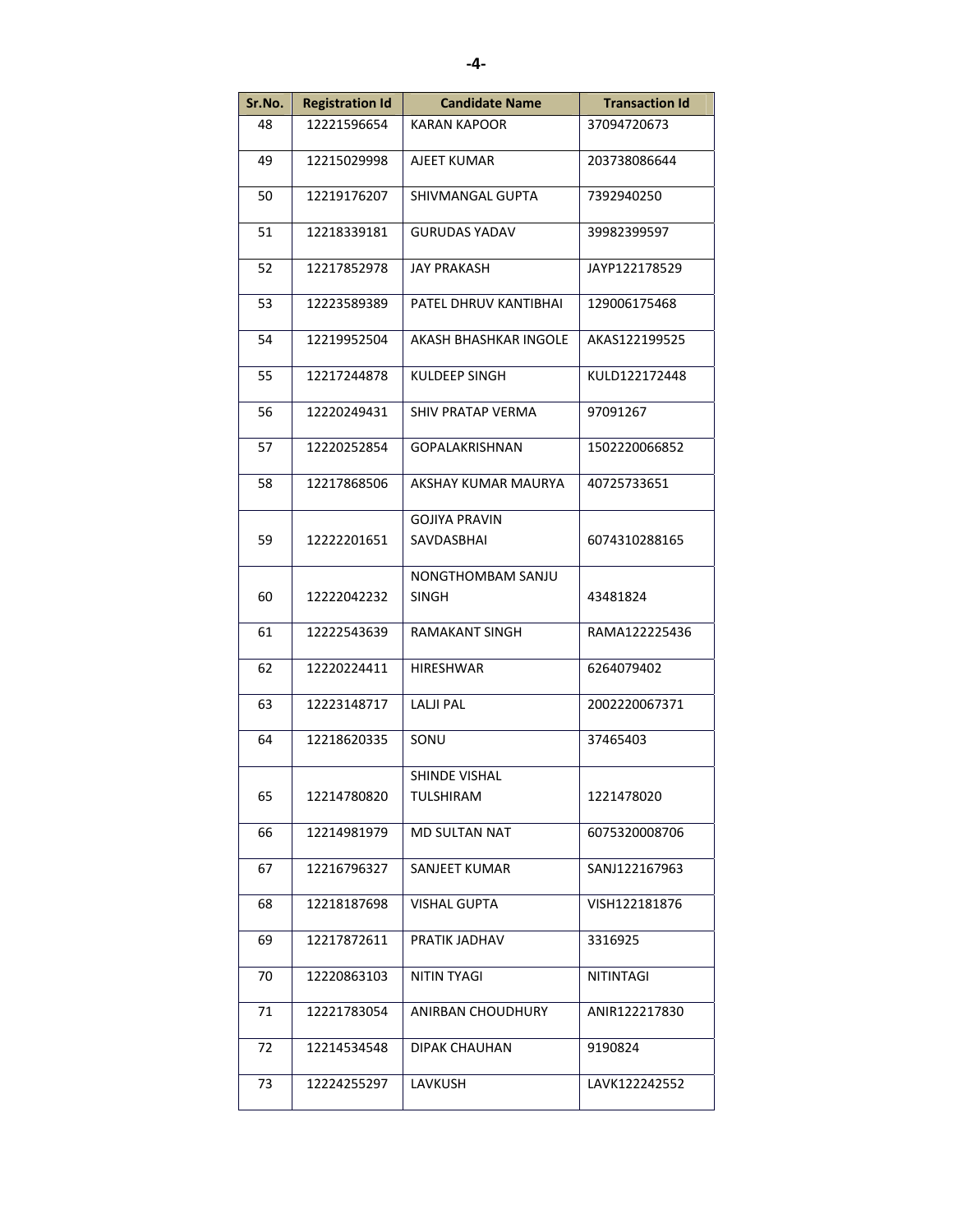| Sr.No. | Registration Id | Candidate Name | Transaction Id |
|---|---|---|---|
| 48 | 12221596654 | KARAN KAPOOR | 37094720673 |
| 49 | 12215029998 | AJEET KUMAR | 203738086644 |
| 50 | 12219176207 | SHIVMANGAL GUPTA | 7392940250 |
| 51 | 12218339181 | GURUDAS YADAV | 39982399597 |
| 52 | 12217852978 | JAY PRAKASH | JAYP122178529 |
| 53 | 12223589389 | PATEL DHRUV KANTIBHAI | 129006175468 |
| 54 | 12219952504 | AKASH BHASHKAR INGOLE | AKAS122199525 |
| 55 | 12217244878 | KULDEEP SINGH | KULD122172448 |
| 56 | 12220249431 | SHIV PRATAP VERMA | 97091267 |
| 57 | 12220252854 | GOPALAKRISHNAN | 1502220066852 |
| 58 | 12217868506 | AKSHAY KUMAR MAURYA | 40725733651 |
| 59 | 12222201651 | GOJIYA PRAVIN SAVDASBHAI | 6074310288165 |
| 60 | 12222042232 | NONGTHOMBAM SANJU SINGH | 43481824 |
| 61 | 12222543639 | RAMAKANT SINGH | RAMA122225436 |
| 62 | 12220224411 | HIRESHWAR | 6264079402 |
| 63 | 12223148717 | LALJI PAL | 2002220067371 |
| 64 | 12218620335 | SONU | 37465403 |
| 65 | 12214780820 | SHINDE VISHAL TULSHIRAM | 1221478020 |
| 66 | 12214981979 | MD SULTAN NAT | 6075320008706 |
| 67 | 12216796327 | SANJEET KUMAR | SANJ122167963 |
| 68 | 12218187698 | VISHAL GUPTA | VISH122181876 |
| 69 | 12217872611 | PRATIK JADHAV | 3316925 |
| 70 | 12220863103 | NITIN TYAGI | NITINTAGI |
| 71 | 12221783054 | ANIRBAN CHOUDHURY | ANIR122217830 |
| 72 | 12214534548 | DIPAK CHAUHAN | 9190824 |
| 73 | 12224255297 | LAVKUSH | LAVK122242552 |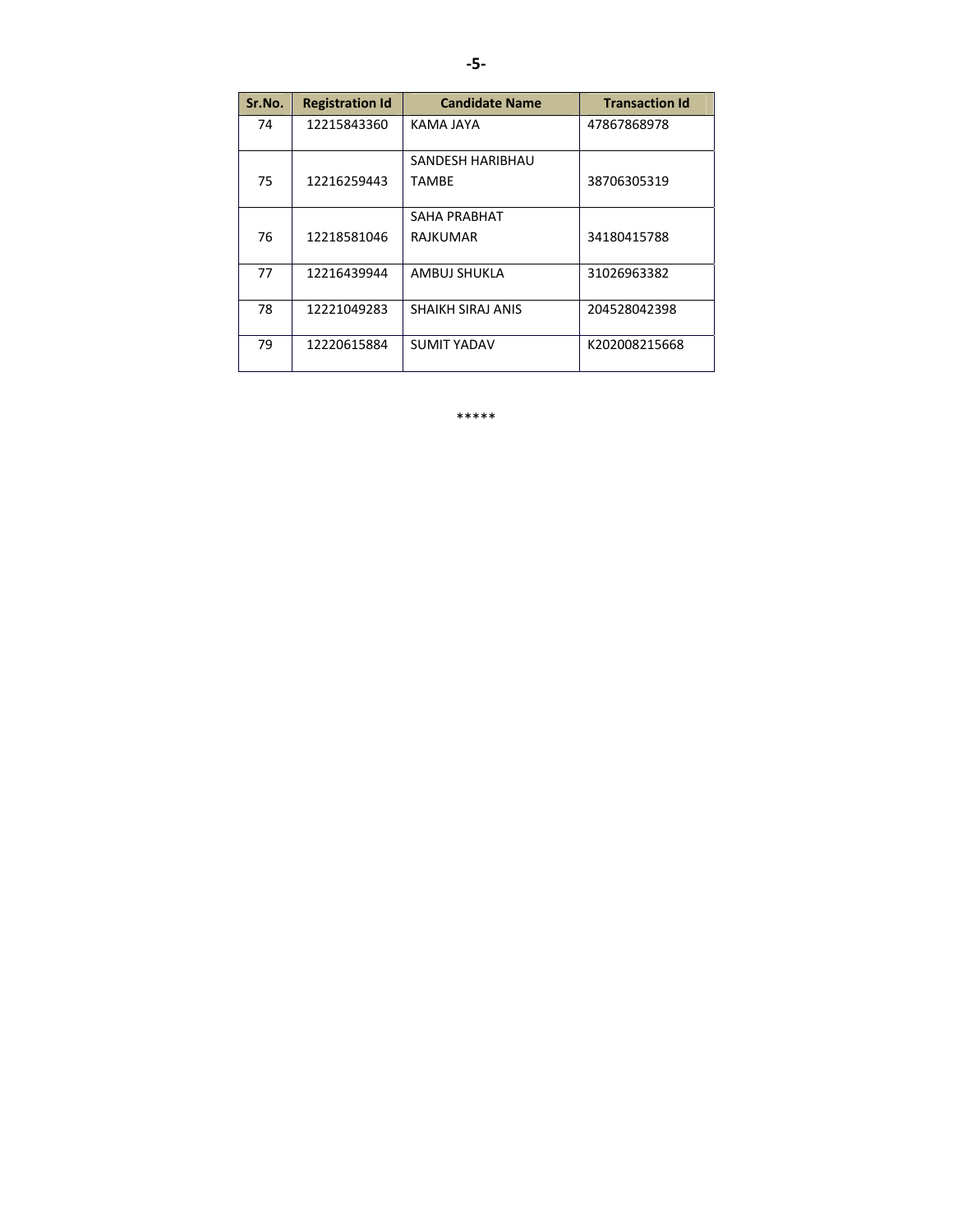| Sr.No. | Registration Id | Candidate Name | Transaction Id |
|---|---|---|---|
| 74 | 12215843360 | KAMA JAYA | 47867868978 |
| 75 | 12216259443 | SANDESH HARIBHAU TAMBE | 38706305319 |
| 76 | 12218581046 | SAHA PRABHAT RAJKUMAR | 34180415788 |
| 77 | 12216439944 | AMBUJ SHUKLA | 31026963382 |
| 78 | 12221049283 | SHAIKH SIRAJ ANIS | 204528042398 |
| 79 | 12220615884 | SUMIT YADAV | K202008215668 |

*****